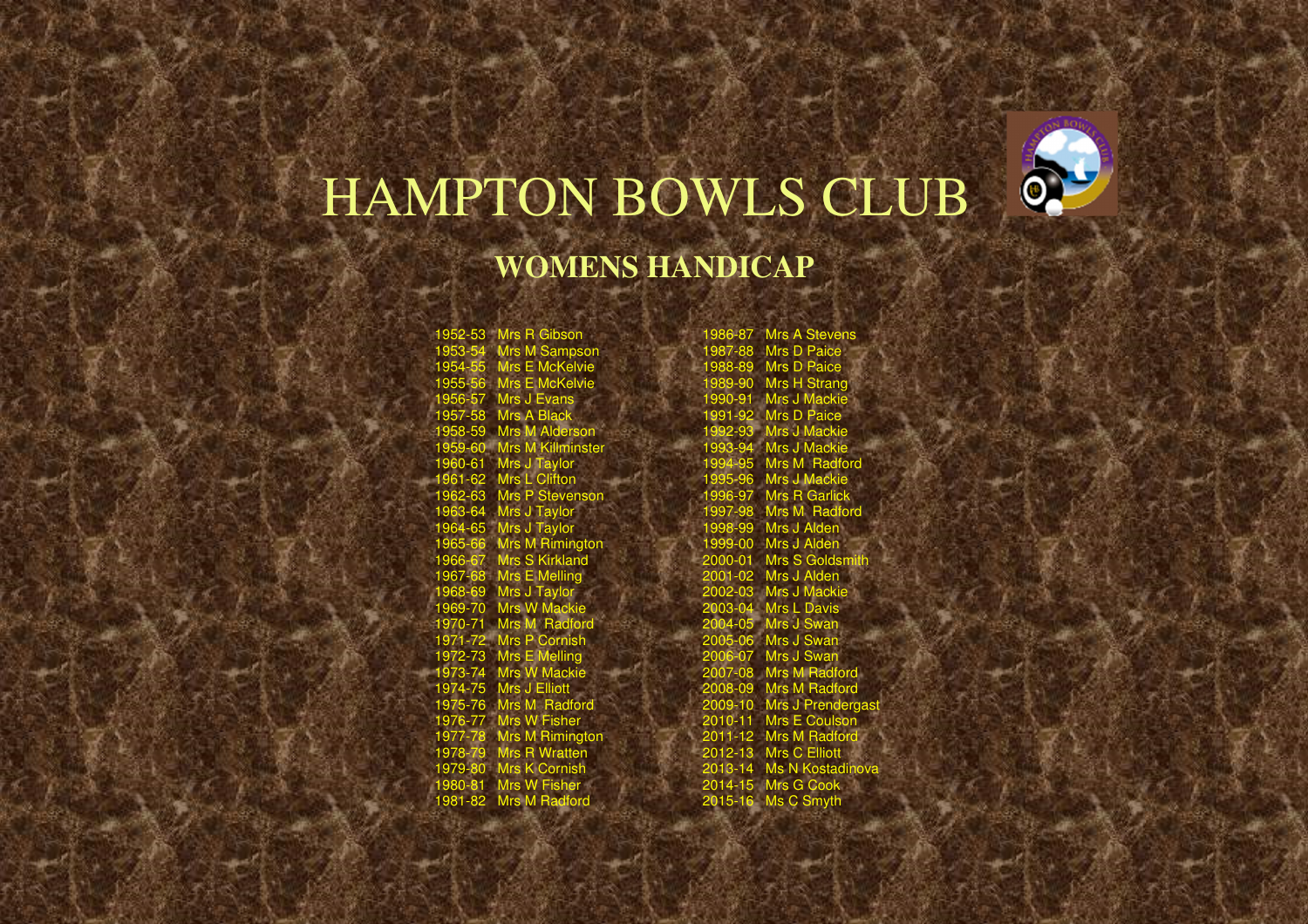# HAMPTON BOWLS CLUB

## WOMENS HANDICAP

| Year | Winner |
|---|---|
| 1952-53 | Mrs R Gibson |
| 1953-54 | Mrs M Sampson |
| 1954-55 | Mrs E McKelvie |
| 1955-56 | Mrs E McKelvie |
| 1956-57 | Mrs J Evans |
| 1957-58 | Mrs A Black |
| 1958-59 | Mrs M Alderson |
| 1959-60 | Mrs M Killminster |
| 1960-61 | Mrs J Taylor |
| 1961-62 | Mrs L Clifton |
| 1962-63 | Mrs P Stevenson |
| 1963-64 | Mrs J Taylor |
| 1964-65 | Mrs J Taylor |
| 1965-66 | Mrs M Rimington |
| 1966-67 | Mrs S Kirkland |
| 1967-68 | Mrs E Melling |
| 1968-69 | Mrs J Taylor |
| 1969-70 | Mrs W Mackie |
| 1970-71 | Mrs M Radford |
| 1971-72 | Mrs P Cornish |
| 1972-73 | Mrs E Melling |
| 1973-74 | Mrs W Mackie |
| 1974-75 | Mrs J Elliott |
| 1975-76 | Mrs M Radford |
| 1976-77 | Mrs W Fisher |
| 1977-78 | Mrs M Rimington |
| 1978-79 | Mrs R Wratten |
| 1979-80 | Mrs K Cornish |
| 1980-81 | Mrs W Fisher |
| 1981-82 | Mrs M Radford |
| 1986-87 | Mrs A Stevens |
| 1987-88 | Mrs D Paice |
| 1988-89 | Mrs D Paice |
| 1989-90 | Mrs H Strang |
| 1990-91 | Mrs J Mackie |
| 1991-92 | Mrs D Paice |
| 1992-93 | Mrs J Mackie |
| 1993-94 | Mrs J Mackie |
| 1994-95 | Mrs M Radford |
| 1995-96 | Mrs J Mackie |
| 1996-97 | Mrs R Garlick |
| 1997-98 | Mrs M Radford |
| 1998-99 | Mrs J Alden |
| 1999-00 | Mrs J Alden |
| 2000-01 | Mrs S Goldsmith |
| 2001-02 | Mrs J Alden |
| 2002-03 | Mrs J Mackie |
| 2003-04 | Mrs L Davis |
| 2004-05 | Mrs J Swan |
| 2005-06 | Mrs J Swan |
| 2006-07 | Mrs J Swan |
| 2007-08 | Mrs M Radford |
| 2008-09 | Mrs M Radford |
| 2009-10 | Mrs J Prendergast |
| 2010-11 | Mrs E Coulson |
| 2011-12 | Mrs M Radford |
| 2012-13 | Mrs C Elliott |
| 2013-14 | Ms N Kostadinova |
| 2014-15 | Mrs G Cook |
| 2015-16 | Ms C Smyth |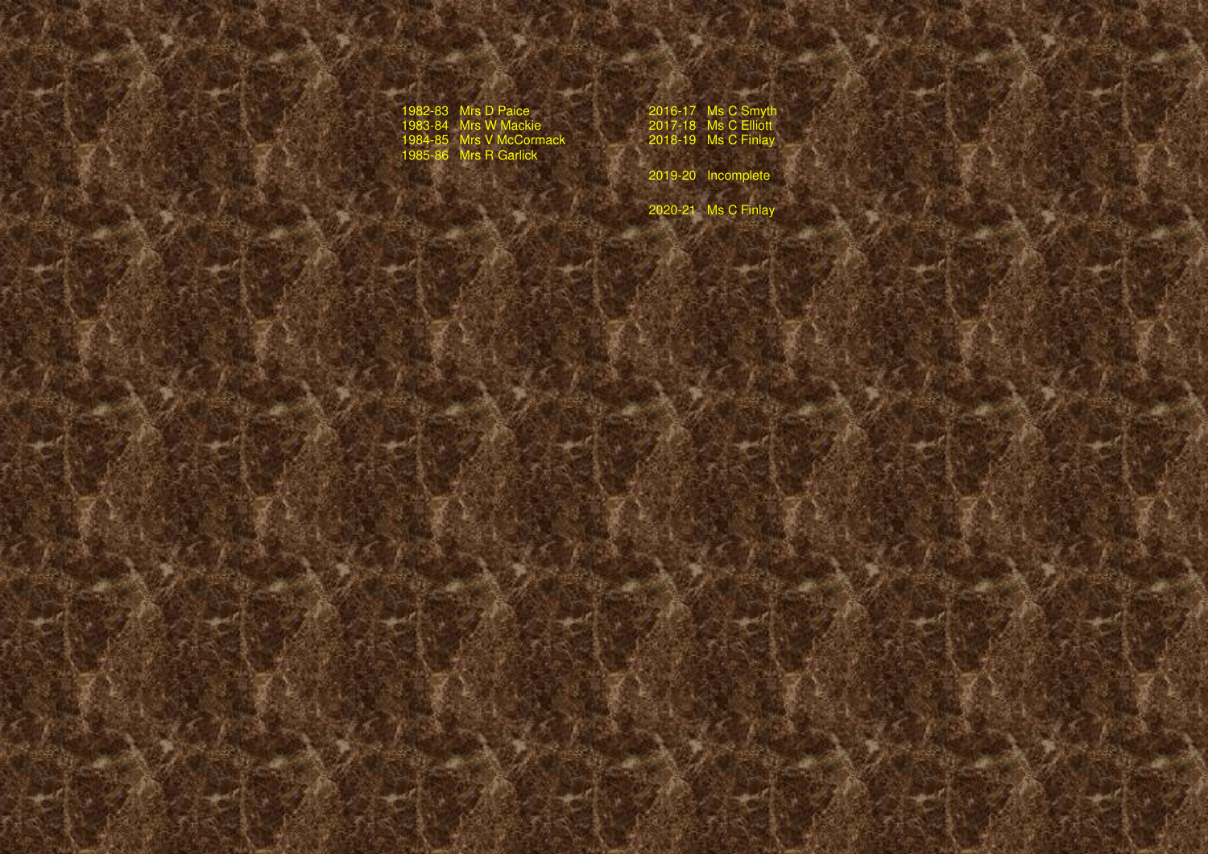1982-83 Mrs D Paice
1983-84 Mrs W Mackie
1984-85 Mrs V McCormack
1985-86 Mrs R Garlick

2016-17 Ms C Smyth
2017-18 Ms C Elliott
2018-19 Ms C Finlay

2019-20 Incomplete

2020-21 Ms C Finlay